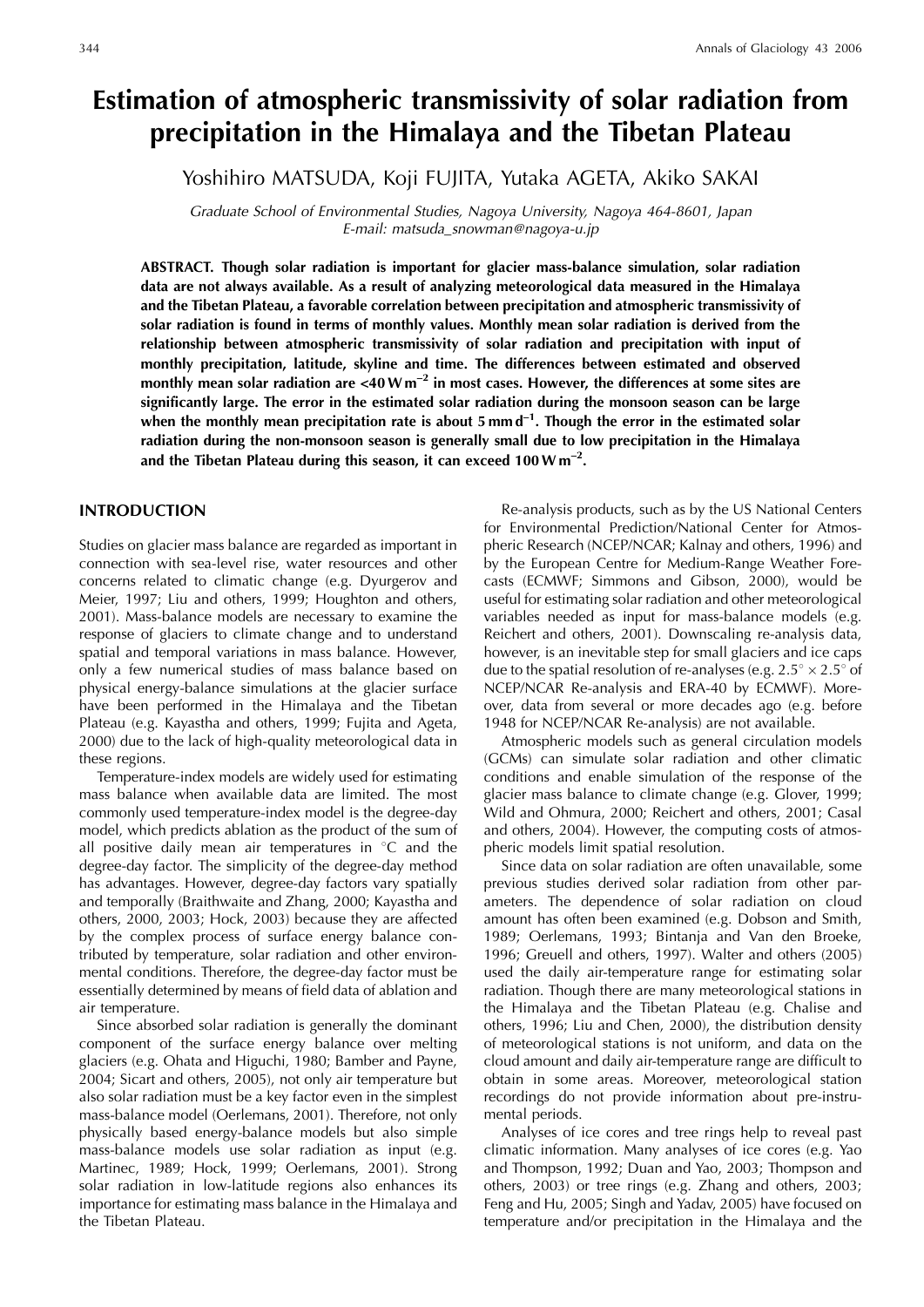# Estimation of atmospheric transmissivity of solar radiation from precipitation in the Himalaya and the Tibetan Plateau

Yoshihiro MATSUDA, Koji FUJITA, Yutaka AGETA, Akiko SAKAI

*Graduate School of Environmental Studies, Nagoya University, Nagoya 464-8601, Japan*
*E-mail: matsuda_snowman@nagoya-u.jp*

**ABSTRACT. Though solar radiation is important for glacier mass-balance simulation, solar radiation data are not always available. As a result of analyzing meteorological data measured in the Himalaya and the Tibetan Plateau, a favorable correlation between precipitation and atmospheric transmissivity of solar radiation is found in terms of monthly values. Monthly mean solar radiation is derived from the relationship between atmospheric transmissivity of solar radiation and precipitation with input of monthly precipitation, latitude, skyline and time. The differences between estimated and observed monthly mean solar radiation are <40 W m$^{-2}$ in most cases. However, the differences at some sites are significantly large. The error in the estimated solar radiation during the monsoon season can be large when the monthly mean precipitation rate is about 5 mm d$^{-1}$. Though the error in the estimated solar radiation during the non-monsoon season is generally small due to low precipitation in the Himalaya and the Tibetan Plateau during this season, it can exceed 100 W m$^{-2}$.**

## INTRODUCTION

Studies on glacier mass balance are regarded as important in connection with sea-level rise, water resources and other concerns related to climatic change (e.g. Dyurgerov and Meier, 1997; Liu and others, 1999; Houghton and others, 2001). Mass-balance models are necessary to examine the response of glaciers to climate change and to understand spatial and temporal variations in mass balance. However, only a few numerical studies of mass balance based on physical energy-balance simulations at the glacier surface have been performed in the Himalaya and the Tibetan Plateau (e.g. Kayastha and others, 1999; Fujita and Ageta, 2000) due to the lack of high-quality meteorological data in these regions.

Temperature-index models are widely used for estimating mass balance when available data are limited. The most commonly used temperature-index model is the degree-day model, which predicts ablation as the product of the sum of all positive daily mean air temperatures in °C and the degree-day factor. The simplicity of the degree-day method has advantages. However, degree-day factors vary spatially and temporally (Braithwaite and Zhang, 2000; Kayastha and others, 2000, 2003; Hock, 2003) because they are affected by the complex process of surface energy balance contributed by temperature, solar radiation and other environmental conditions. Therefore, the degree-day factor must be essentially determined by means of field data of ablation and air temperature.

Since absorbed solar radiation is generally the dominant component of the surface energy balance over melting glaciers (e.g. Ohata and Higuchi, 1980; Bamber and Payne, 2004; Sicart and others, 2005), not only air temperature but also solar radiation must be a key factor even in the simplest mass-balance model (Oerlemans, 2001). Therefore, not only physically based energy-balance models but also simple mass-balance models use solar radiation as input (e.g. Martinec, 1989; Hock, 1999; Oerlemans, 2001). Strong solar radiation in low-latitude regions also enhances its importance for estimating mass balance in the Himalaya and the Tibetan Plateau.

Re-analysis products, such as by the US National Centers for Environmental Prediction/National Center for Atmospheric Research (NCEP/NCAR; Kalnay and others, 1996) and by the European Centre for Medium-Range Weather Forecasts (ECMWF; Simmons and Gibson, 2000), would be useful for estimating solar radiation and other meteorological variables needed as input for mass-balance models (e.g. Reichert and others, 2001). Downscaling re-analysis data, however, is an inevitable step for small glaciers and ice caps due to the spatial resolution of re-analyses (e.g. 2.5° × 2.5° of NCEP/NCAR Re-analysis and ERA-40 by ECMWF). Moreover, data from several or more decades ago (e.g. before 1948 for NCEP/NCAR Re-analysis) are not available.

Atmospheric models such as general circulation models (GCMs) can simulate solar radiation and other climatic conditions and enable simulation of the response of the glacier mass balance to climate change (e.g. Glover, 1999; Wild and Ohmura, 2000; Reichert and others, 2001; Casal and others, 2004). However, the computing costs of atmospheric models limit spatial resolution.

Since data on solar radiation are often unavailable, some previous studies derived solar radiation from other parameters. The dependence of solar radiation on cloud amount has often been examined (e.g. Dobson and Smith, 1989; Oerlemans, 1993; Bintanja and Van den Broeke, 1996; Greuell and others, 1997). Walter and others (2005) used the daily air-temperature range for estimating solar radiation. Though there are many meteorological stations in the Himalaya and the Tibetan Plateau (e.g. Chalise and others, 1996; Liu and Chen, 2000), the distribution density of meteorological stations is not uniform, and data on the cloud amount and daily air-temperature range are difficult to obtain in some areas. Moreover, meteorological station recordings do not provide information about pre-instrumental periods.

Analyses of ice cores and tree rings help to reveal past climatic information. Many analyses of ice cores (e.g. Yao and Thompson, 1992; Duan and Yao, 2003; Thompson and others, 2003) or tree rings (e.g. Zhang and others, 2003; Feng and Hu, 2005; Singh and Yadav, 2005) have focused on temperature and/or precipitation in the Himalaya and the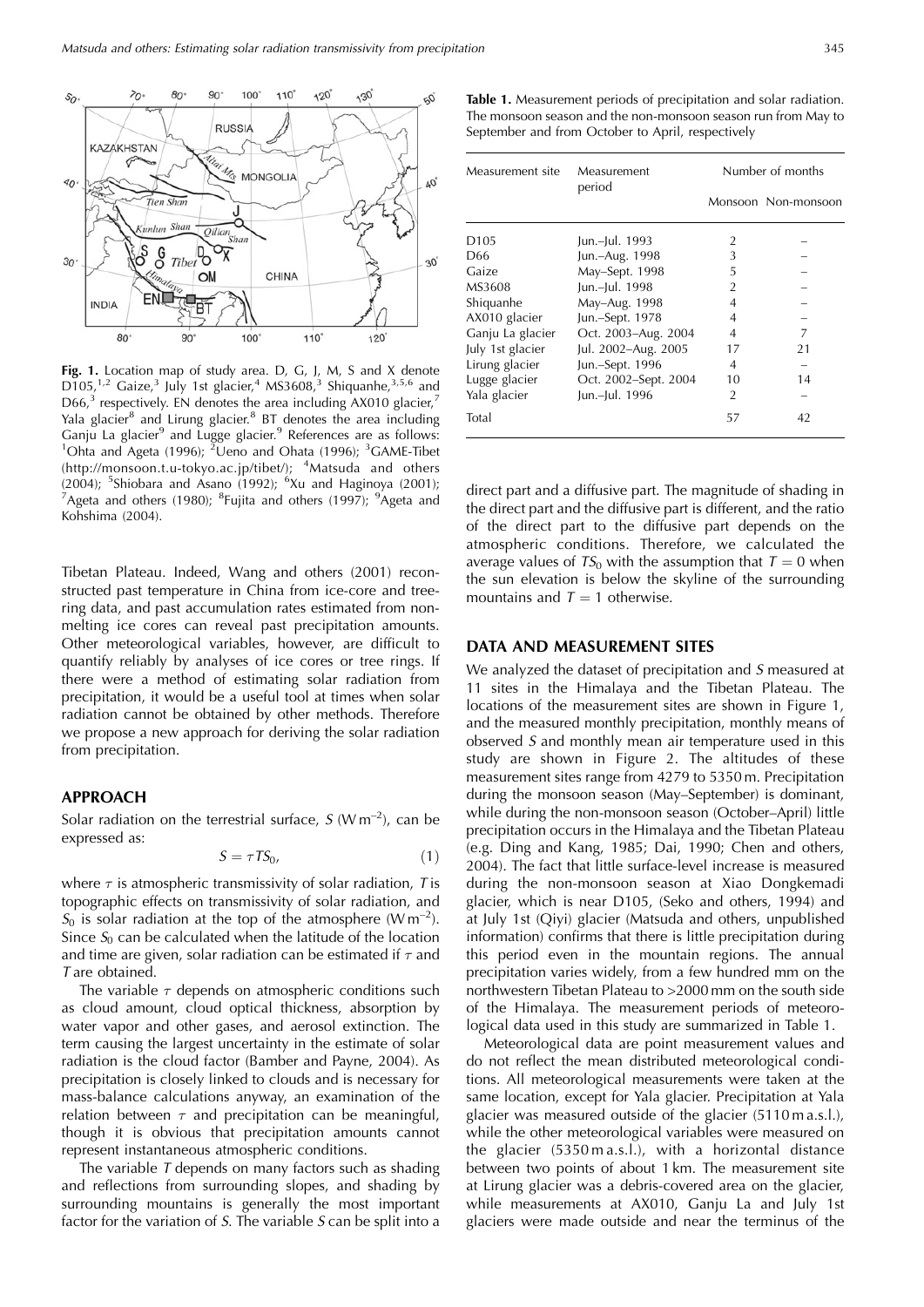Fig. 1. Location map of study area. D, G, J, M, S and X denote D105,[1,2] Gaize,[3] July 1st glacier,[4] MS3608,[3] Shiquanhe,[3,5,6] and D66,[3] respectively. EN denotes the area including AX010 glacier,[7] Yala glacier[8] and Lirung glacier.[8] BT denotes the area including Ganju La glacier[9] and Lugge glacier.[9] References are as follows: [1]Ohta and Ageta (1996); [2]Ueno and Ohata (1996); [3]GAME-Tibet (http://monsoon.t.u-tokyo.ac.jp/tibet/); [4]Matsuda and others (2004); [5]Shiobara and Asano (1992); [6]Xu and Haginoya (2001); [7]Ageta and others (1980); [8]Fujita and others (1997); [9]Ageta and Kohshima (2004).

Tibetan Plateau. Indeed, Wang and others (2001) reconstructed past temperature in China from ice-core and tree-ring data, and past accumulation rates estimated from non-melting ice cores can reveal past precipitation amounts. Other meteorological variables, however, are difficult to quantify reliably by analyses of ice cores or tree rings. If there were a method of estimating solar radiation from precipitation, it would be a useful tool at times when solar radiation cannot be obtained by other methods. Therefore we propose a new approach for deriving the solar radiation from precipitation.

## APPROACH

Solar radiation on the terrestrial surface, $S$ ($\mathrm{W\,m^{-2}}$), can be expressed as:

$$S = \tau T S_0, \tag{1}$$

where $\tau$ is atmospheric transmissivity of solar radiation, $T$ is topographic effects on transmissivity of solar radiation, and $S_0$ is solar radiation at the top of the atmosphere ($\mathrm{W\,m^{-2}}$). Since $S_0$ can be calculated when the latitude of the location and time are given, solar radiation can be estimated if $\tau$ and $T$ are obtained.

The variable $\tau$ depends on atmospheric conditions such as cloud amount, cloud optical thickness, absorption by water vapor and other gases, and aerosol extinction. The term causing the largest uncertainty in the estimate of solar radiation is the cloud factor (Bamber and Payne, 2004). As precipitation is closely linked to clouds and is necessary for mass-balance calculations anyway, an examination of the relation between $\tau$ and precipitation can be meaningful, though it is obvious that precipitation amounts cannot represent instantaneous atmospheric conditions.

The variable $T$ depends on many factors such as shading and reflections from surrounding slopes, and shading by surrounding mountains is generally the most important factor for the variation of $S$. The variable $S$ can be split into a direct part and a diffusive part. The magnitude of shading in the direct part and the diffusive part is different, and the ratio of the direct part to the diffusive part depends on the atmospheric conditions. Therefore, we calculated the average values of $TS_0$ with the assumption that $T = 0$ when the sun elevation is below the skyline of the surrounding mountains and $T = 1$ otherwise.

**Table 1.** Measurement periods of precipitation and solar radiation. The monsoon season and the non-monsoon season run from May to September and from October to April, respectively

| Measurement site | Measurement period | Number of months | |
|---|---|---|---|
| | | Monsoon | Non-monsoon |
| D105 | Jun.–Jul. 1993 | 2 | – |
| D66 | Jun.–Aug. 1998 | 3 | – |
| Gaize | May–Sept. 1998 | 5 | – |
| MS3608 | Jun.–Jul. 1998 | 2 | – |
| Shiquanhe | May–Aug. 1998 | 4 | – |
| AX010 glacier | Jun.–Sept. 1978 | 4 | – |
| Ganju La glacier | Oct. 2003–Aug. 2004 | 4 | 7 |
| July 1st glacier | Jul. 2002–Aug. 2005 | 17 | 21 |
| Lirung glacier | Jun.–Sept. 1996 | 4 | – |
| Lugge glacier | Oct. 2002–Sept. 2004 | 10 | 14 |
| Yala glacier | Jun.–Jul. 1996 | 2 | – |
| Total | | 57 | 42 |

## DATA AND MEASUREMENT SITES

We analyzed the dataset of precipitation and $S$ measured at 11 sites in the Himalaya and the Tibetan Plateau. The locations of the measurement sites are shown in Figure 1, and the measured monthly precipitation, monthly means of observed $S$ and monthly mean air temperature used in this study are shown in Figure 2. The altitudes of these measurement sites range from 4279 to 5350 m. Precipitation during the monsoon season (May–September) is dominant, while during the non-monsoon season (October–April) little precipitation occurs in the Himalaya and the Tibetan Plateau (e.g. Ding and Kang, 1985; Dai, 1990; Chen and others, 2004). The fact that little surface-level increase is measured during the non-monsoon season at Xiao Dongkemadi glacier, which is near D105, (Seko and others, 1994) and at July 1st (Qiyi) glacier (Matsuda and others, unpublished information) confirms that there is little precipitation during this period even in the mountain regions. The annual precipitation varies widely, from a few hundred mm on the northwestern Tibetan Plateau to >2000 mm on the south side of the Himalaya. The measurement periods of meteorological data used in this study are summarized in Table 1.

Meteorological data are point measurement values and do not reflect the mean distributed meteorological conditions. All meteorological measurements were taken at the same location, except for Yala glacier. Precipitation at Yala glacier was measured outside of the glacier (5110 m a.s.l.), while the other meteorological variables were measured on the glacier (5350 m a.s.l.), with a horizontal distance between two points of about 1 km. The measurement site at Lirung glacier was a debris-covered area on the glacier, while measurements at AX010, Ganju La and July 1st glaciers were made outside and near the terminus of the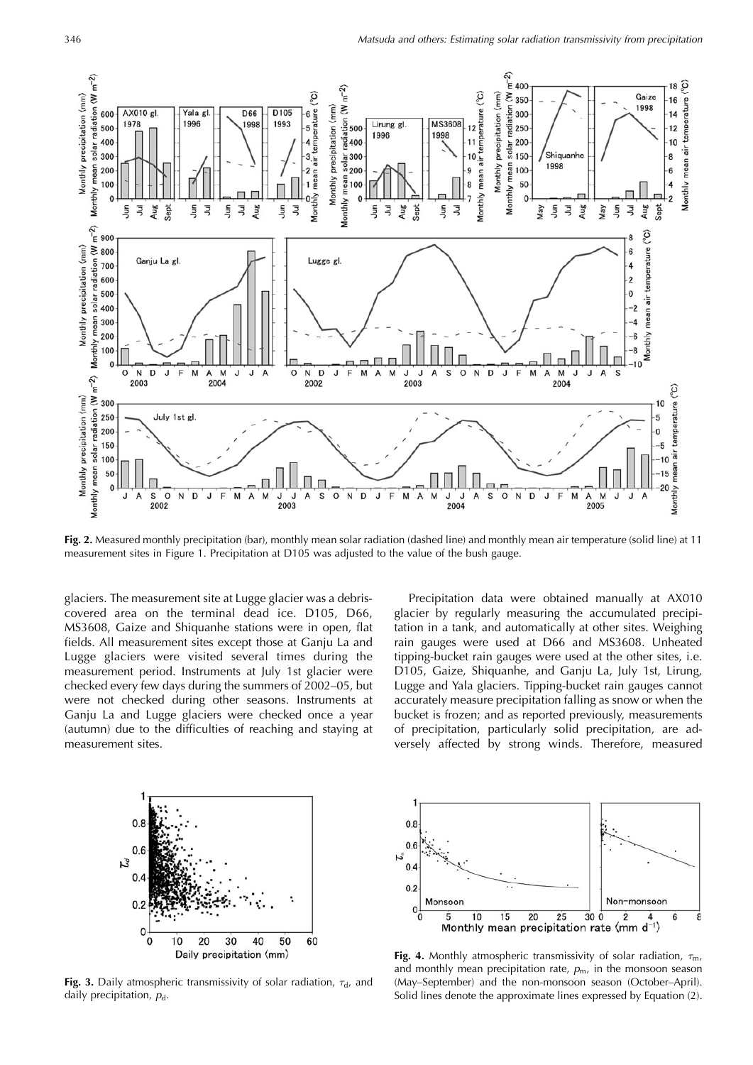**Fig. 2.** Measured monthly precipitation (bar), monthly mean solar radiation (dashed line) and monthly mean air temperature (solid line) at 11 measurement sites in Figure 1. Precipitation at D105 was adjusted to the value of the bush gauge.

glaciers. The measurement site at Lugge glacier was a debris-covered area on the terminal dead ice. D105, D66, MS3608, Gaize and Shiquanhe stations were in open, flat fields. All measurement sites except those at Ganju La and Lugge glaciers were visited several times during the measurement period. Instruments at July 1st glacier were checked every few days during the summers of 2002–05, but were not checked during other seasons. Instruments at Ganju La and Lugge glaciers were checked once a year (autumn) due to the difficulties of reaching and staying at measurement sites.

Precipitation data were obtained manually at AX010 glacier by regularly measuring the accumulated precipitation in a tank, and automatically at other sites. Weighing rain gauges were used at D66 and MS3608. Unheated tipping-bucket rain gauges were used at the other sites, i.e. D105, Gaize, Shiquanhe, and Ganju La, July 1st, Lirung, Lugge and Yala glaciers. Tipping-bucket rain gauges cannot accurately measure precipitation falling as snow or when the bucket is frozen; and as reported previously, measurements of precipitation, particularly solid precipitation, are adversely affected by strong winds. Therefore, measured

**Fig. 3.** Daily atmospheric transmissivity of solar radiation, $\tau_d$, and daily precipitation, $p_d$.

**Fig. 4.** Monthly atmospheric transmissivity of solar radiation, $\tau_m$, and monthly mean precipitation rate, $p_m$, in the monsoon season (May–September) and the non-monsoon season (October–April). Solid lines denote the approximate lines expressed by Equation (2).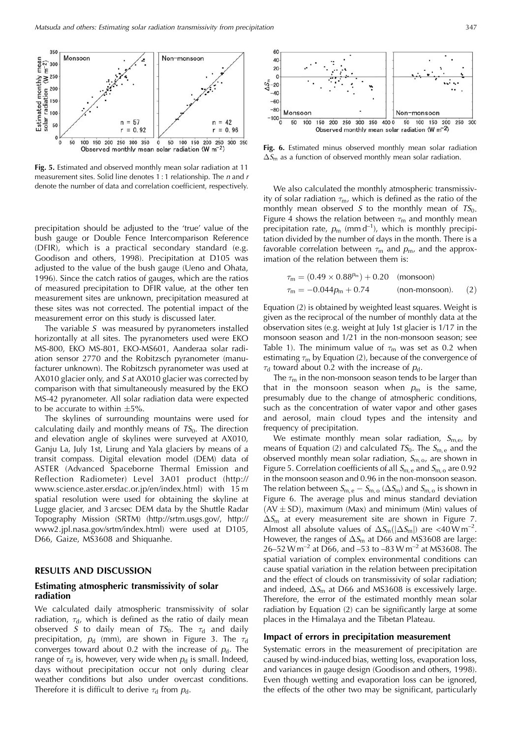**Fig. 5.** Estimated and observed monthly mean solar radiation at 11 measurement sites. Solid line denotes 1 : 1 relationship. The $n$ and $r$ denote the number of data and correlation coefficient, respectively.

**Fig. 6.** Estimated minus observed monthly mean solar radiation $\Delta S_m$ as a function of observed monthly mean solar radiation.

precipitation should be adjusted to the 'true' value of the bush gauge or Double Fence Intercomparison Reference (DFIR), which is a practical secondary standard (e.g. Goodison and others, 1998). Precipitation at D105 was adjusted to the value of the bush gauge (Ueno and Ohata, 1996). Since the catch ratios of gauges, which are the ratios of measured precipitation to DFIR value, at the other ten measurement sites are unknown, precipitation measured at these sites was not corrected. The potential impact of the measurement error on this study is discussed later.

The variable $S$ was measured by pyranometers installed horizontally at all sites. The pyranometers used were EKO MS-800, EKO MS-801, EKO-MS601, Aanderaa solar radiation sensor 2770 and the Robitzsch pyranometer (manufacturer unknown). The Robitzsch pyranometer was used at AX010 glacier only, and $S$ at AX010 glacier was corrected by comparison with that simultaneously measured by the EKO MS-42 pyranometer. All solar radiation data were expected to be accurate to within ±5%.

The skylines of surrounding mountains were used for calculating daily and monthly means of $TS_0$. The direction and elevation angle of skylines were surveyed at AX010, Ganju La, July 1st, Lirung and Yala glaciers by means of a transit compass. Digital elevation model (DEM) data of ASTER (Advanced Spaceborne Thermal Emission and Reflection Radiometer) Level 3A01 product (http://www.science.aster.ersdac.or.jp/en/index.html) with 15 m spatial resolution were used for obtaining the skyline at Lugge glacier, and 3 arcsec DEM data by the Shuttle Radar Topography Mission (SRTM) (http://srtm.usgs.gov/, http://www2.jpl.nasa.gov/srtm/index.html) were used at D105, D66, Gaize, MS3608 and Shiquanhe.

## RESULTS AND DISCUSSION

### Estimating atmospheric transmissivity of solar radiation

We calculated daily atmospheric transmissivity of solar radiation, $\tau_d$, which is defined as the ratio of daily mean observed $S$ to daily mean of $TS_0$. The $\tau_d$ and daily precipitation, $p_d$ (mm), are shown in Figure 3. The $\tau_d$ converges toward about 0.2 with the increase of $p_d$. The range of $\tau_d$ is, however, very wide when $p_d$ is small. Indeed, days without precipitation occur not only during clear weather conditions but also under overcast conditions. Therefore it is difficult to derive $\tau_d$ from $p_d$.

We also calculated the monthly atmospheric transmissivity of solar radiation $\tau_m$, which is defined as the ratio of the monthly mean observed $S$ to the monthly mean of $TS_0$. Figure 4 shows the relation between $\tau_m$ and monthly mean precipitation rate, $p_m$ (mm d$^{-1}$), which is monthly precipitation divided by the number of days in the month. There is a favorable correlation between $\tau_m$ and $p_m$, and the approximation of the relation between them is:

$$
\begin{aligned}
\tau_m &= (0.49 \times 0.88^{p_m}) + 0.20 \quad \text{(monsoon)} \\
\tau_m &= -0.044 p_m + 0.74 \quad \text{(non-monsoon)}. \qquad (2)
\end{aligned}
$$

Equation (2) is obtained by weighted least squares. Weight is given as the reciprocal of the number of monthly data at the observation sites (e.g. weight at July 1st glacier is 1/17 in the monsoon season and 1/21 in the non-monsoon season; see Table 1). The minimum value of $\tau_m$ was set as 0.2 when estimating $\tau_m$ by Equation (2), because of the convergence of $\tau_d$ toward about 0.2 with the increase of $p_d$.

The $\tau_m$ in the non-monsoon season tends to be larger than that in the monsoon season when $p_m$ is the same, presumably due to the change of atmospheric conditions, such as the concentration of water vapor and other gases and aerosol, main cloud types and the intensity and frequency of precipitation.

We estimate monthly mean solar radiation, $S_{m,e}$, by means of Equation (2) and calculated $TS_0$. The $S_{m,e}$ and the observed monthly mean solar radiation, $S_{m,o}$, are shown in Figure 5. Correlation coefficients of all $S_{m,e}$ and $S_{m,o}$ are 0.92 in the monsoon season and 0.96 in the non-monsoon season. The relation between $S_{m,e} - S_{m,o}$ ($\Delta S_m$) and $S_{m,o}$ is shown in Figure 6. The average plus and minus standard deviation (AV ± SD), maximum (Max) and minimum (Min) values of $\Delta S_m$ at every measurement site are shown in Figure 7. Almost all absolute values of $\Delta S_m$($|\Delta S_m|$) are <40 W m$^{-2}$. However, the ranges of $\Delta S_m$ at D66 and MS3608 are large: 26–52 W m$^{-2}$ at D66, and –53 to –83 W m$^{-2}$ at MS3608. The spatial variation of complex environmental conditions can cause spatial variation in the relation between precipitation and the effect of clouds on transmissivity of solar radiation; and indeed, $\Delta S_m$ at D66 and MS3608 is excessively large. Therefore, the error of the estimated monthly mean solar radiation by Equation (2) can be significantly large at some places in the Himalaya and the Tibetan Plateau.

### Impact of errors in precipitation measurement

Systematic errors in the measurement of precipitation are caused by wind-induced bias, wetting loss, evaporation loss, and variances in gauge design (Goodison and others, 1998). Even though wetting and evaporation loss can be ignored, the effects of the other two may be significant, particularly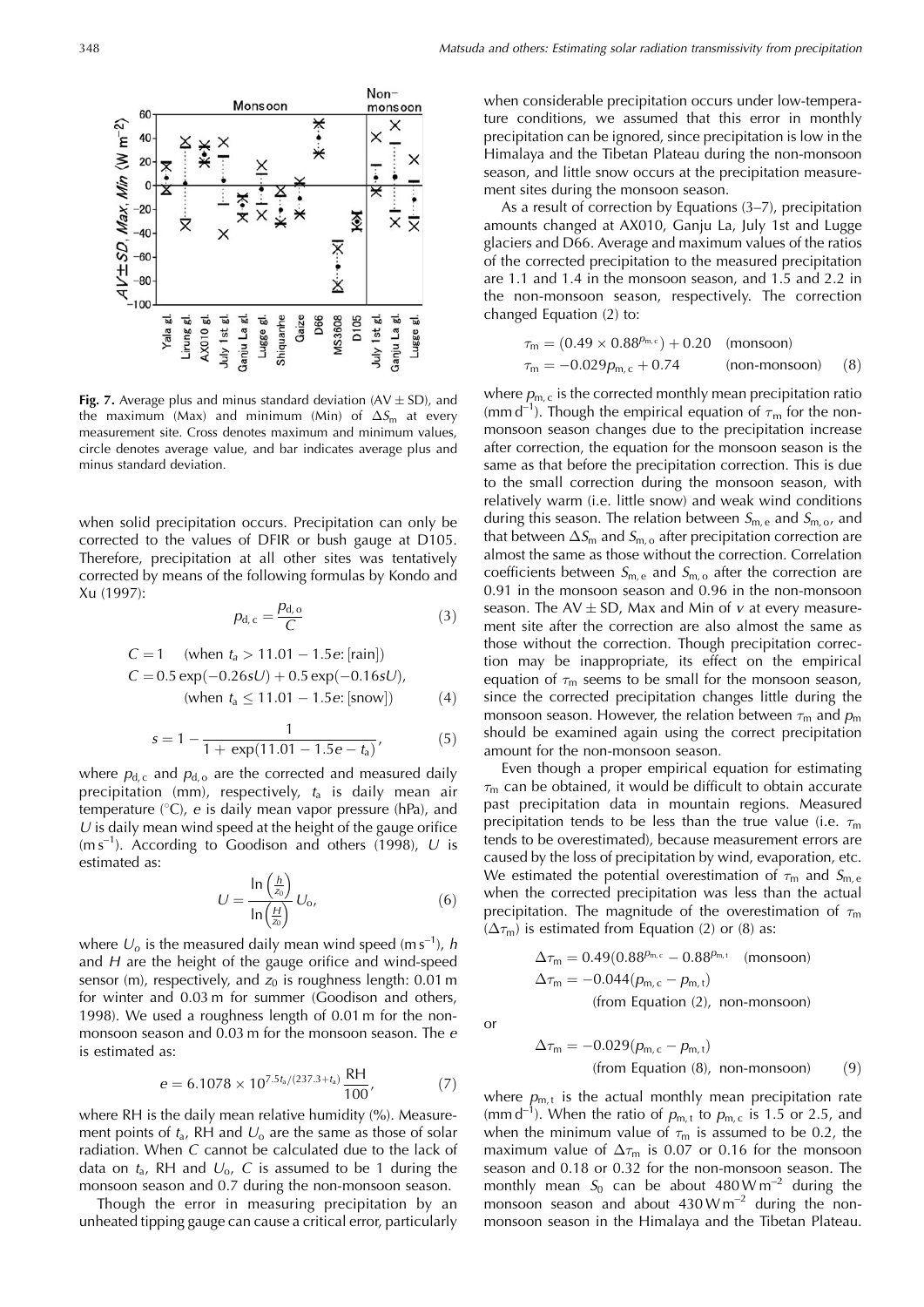**Fig. 7.** Average plus and minus standard deviation (AV ± SD), and the maximum (Max) and minimum (Min) of $\Delta S_m$ at every measurement site. Cross denotes maximum and minimum values, circle denotes average value, and bar indicates average plus and minus standard deviation.

when solid precipitation occurs. Precipitation can only be corrected to the values of DFIR or bush gauge at D105. Therefore, precipitation at all other sites was tentatively corrected by means of the following formulas by Kondo and Xu (1997):

$$p_{d,c} = \frac{p_{d,o}}{C} \tag{3}$$

$$C = 1 \quad \text{(when } t_a > 11.01 - 1.5e\text{: [rain])}$$
$$C = 0.5\exp(-0.26sU) + 0.5\exp(-0.16sU), \quad \text{(when } t_a \leq 11.01 - 1.5e\text{: [snow])} \tag{4}$$

$$s = 1 - \frac{1}{1 + \exp(11.01 - 1.5e - t_a)}, \tag{5}$$

where $p_{d,c}$ and $p_{d,o}$ are the corrected and measured daily precipitation (mm), respectively, $t_a$ is daily mean air temperature (°C), $e$ is daily mean vapor pressure (hPa), and $U$ is daily mean wind speed at the height of the gauge orifice (m s$^{-1}$). According to Goodison and others (1998), $U$ is estimated as:

$$U = \frac{\ln\left(\frac{h}{z_0}\right)}{\ln\left(\frac{H}{z_0}\right)} U_o, \tag{6}$$

where $U_o$ is the measured daily mean wind speed (m s$^{-1}$), $h$ and $H$ are the height of the gauge orifice and wind-speed sensor (m), respectively, and $z_0$ is roughness length: 0.01 m for winter and 0.03 m for summer (Goodison and others, 1998). We used a roughness length of 0.01 m for the non-monsoon season and 0.03 m for the monsoon season. The $e$ is estimated as:

$$e = 6.1078 \times 10^{7.5t_a/(237.3+t_a)} \frac{\text{RH}}{100}, \tag{7}$$

where RH is the daily mean relative humidity (%). Measurement points of $t_a$, RH and $U_o$ are the same as those of solar radiation. When $C$ cannot be calculated due to the lack of data on $t_a$, RH and $U_o$, $C$ is assumed to be 1 during the monsoon season and 0.7 during the non-monsoon season.

Though the error in measuring precipitation by an unheated tipping gauge can cause a critical error, particularly when considerable precipitation occurs under low-temperature conditions, we assumed that this error in monthly precipitation can be ignored, since precipitation is low in the Himalaya and the Tibetan Plateau during the non-monsoon season, and little snow occurs at the precipitation measurement sites during the monsoon season.

As a result of correction by Equations (3–7), precipitation amounts changed at AX010, Ganju La, July 1st and Lugge glaciers and D66. Average and maximum values of the ratios of the corrected precipitation to the measured precipitation are 1.1 and 1.4 in the monsoon season, and 1.5 and 2.2 in the non-monsoon season, respectively. The correction changed Equation (2) to:

$$\tau_m = (0.49 \times 0.88^{p_{m,c}}) + 0.20 \quad \text{(monsoon)}$$
$$\tau_m = -0.029p_{m,c} + 0.74 \quad \text{(non-monsoon)} \tag{8}$$

where $p_{m,c}$ is the corrected monthly mean precipitation ratio (mm d$^{-1}$). Though the empirical equation of $\tau_m$ for the non-monsoon season changes due to the precipitation increase after correction, the equation for the monsoon season is the same as that before the precipitation correction. This is due to the small correction during the monsoon season, with relatively warm (i.e. little snow) and weak wind conditions during this season. The relation between $S_{m,e}$ and $S_{m,o}$, and that between $\Delta S_m$ and $S_{m,o}$ after precipitation correction are almost the same as those without the correction. Correlation coefficients between $S_{m,e}$ and $S_{m,o}$ after the correction are 0.91 in the monsoon season and 0.96 in the non-monsoon season. The AV ± SD, Max and Min of $v$ at every measurement site after the correction are also almost the same as those without the correction. Though precipitation correction may be inappropriate, its effect on the empirical equation of $\tau_m$ seems to be small for the monsoon season, since the corrected precipitation changes little during the monsoon season. However, the relation between $\tau_m$ and $p_m$ should be examined again using the correct precipitation amount for the non-monsoon season.

Even though a proper empirical equation for estimating $\tau_m$ can be obtained, it would be difficult to obtain accurate past precipitation data in mountain regions. Measured precipitation tends to be less than the true value (i.e. $\tau_m$ tends to be overestimated), because measurement errors are caused by the loss of precipitation by wind, evaporation, etc. We estimated the potential overestimation of $\tau_m$ and $S_{m,e}$ when the corrected precipitation was less than the actual precipitation. The magnitude of the overestimation of $\tau_m$ ($\Delta\tau_m$) is estimated from Equation (2) or (8) as:

$$\Delta\tau_m = 0.49(0.88^{p_{m,c}} - 0.88^{p_{m,t}}) \quad \text{(monsoon)}$$
$$\Delta\tau_m = -0.044(p_{m,c} - p_{m,t}) \quad \text{(from Equation (2), non-monsoon)}$$

or

$$\Delta\tau_m = -0.029(p_{m,c} - p_{m,t}) \quad \text{(from Equation (8), non-monsoon)} \tag{9}$$

where $p_{m,t}$ is the actual monthly mean precipitation rate (mm d$^{-1}$). When the ratio of $p_{m,t}$ to $p_{m,c}$ is 1.5 or 2.5, and when the minimum value of $\tau_m$ is assumed to be 0.2, the maximum value of $\Delta\tau_m$ is 0.07 or 0.16 for the monsoon season and 0.18 or 0.32 for the non-monsoon season. The monthly mean $S_0$ can be about 480 W m$^{-2}$ during the monsoon season and about 430 W m$^{-2}$ during the non-monsoon season in the Himalaya and the Tibetan Plateau.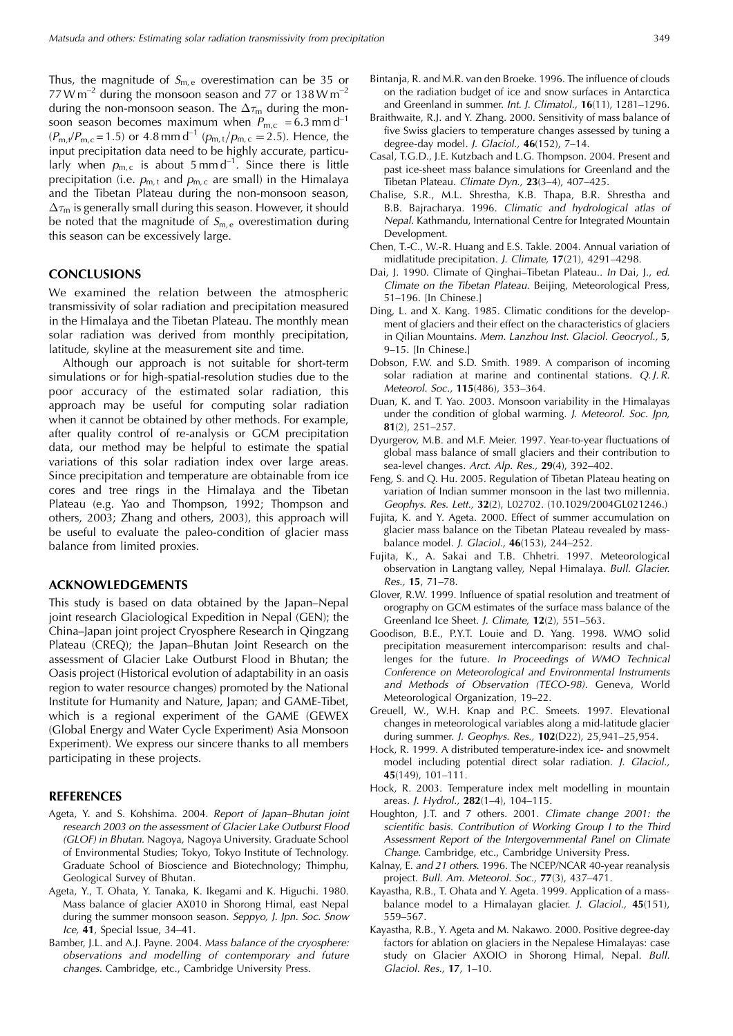Thus, the magnitude of $S_{m,e}$ overestimation can be 35 or 77 W m$^{-2}$ during the monsoon season and 77 or 138 W m$^{-2}$ during the non-monsoon season. The $\Delta\tau_m$ during the monsoon season becomes maximum when $P_{m,c}$ = 6.3 mm d$^{-1}$ ($P_{m,t}/P_{m,c}$ = 1.5) or 4.8 mm d$^{-1}$ ($p_{m,t}/p_{m,c}$ = 2.5). Hence, the input precipitation data need to be highly accurate, particularly when $p_{m,c}$ is about 5 mm d$^{-1}$. Since there is little precipitation (i.e. $p_{m,t}$ and $p_{m,c}$ are small) in the Himalaya and the Tibetan Plateau during the non-monsoon season, $\Delta\tau_m$ is generally small during this season. However, it should be noted that the magnitude of $S_{m,e}$ overestimation during this season can be excessively large.

## CONCLUSIONS

We examined the relation between the atmospheric transmissivity of solar radiation and precipitation measured in the Himalaya and the Tibetan Plateau. The monthly mean solar radiation was derived from monthly precipitation, latitude, skyline at the measurement site and time.

Although our approach is not suitable for short-term simulations or for high-spatial-resolution studies due to the poor accuracy of the estimated solar radiation, this approach may be useful for computing solar radiation when it cannot be obtained by other methods. For example, after quality control of re-analysis or GCM precipitation data, our method may be helpful to estimate the spatial variations of this solar radiation index over large areas. Since precipitation and temperature are obtainable from ice cores and tree rings in the Himalaya and the Tibetan Plateau (e.g. Yao and Thompson, 1992; Thompson and others, 2003; Zhang and others, 2003), this approach will be useful to evaluate the paleo-condition of glacier mass balance from limited proxies.

## ACKNOWLEDGEMENTS

This study is based on data obtained by the Japan–Nepal joint research Glaciological Expedition in Nepal (GEN); the China–Japan joint project Cryosphere Research in Qingzang Plateau (CREQ); the Japan–Bhutan Joint Research on the assessment of Glacier Lake Outburst Flood in Bhutan; the Oasis project (Historical evolution of adaptability in an oasis region to water resource changes) promoted by the National Institute for Humanity and Nature, Japan; and GAME-Tibet, which is a regional experiment of the GAME (GEWEX (Global Energy and Water Cycle Experiment) Asia Monsoon Experiment). We express our sincere thanks to all members participating in these projects.

## REFERENCES

Ageta, Y. and S. Kohshima. 2004. *Report of Japan–Bhutan joint research 2003 on the assessment of Glacier Lake Outburst Flood (GLOF) in Bhutan.* Nagoya, Nagoya University. Graduate School of Environmental Studies; Tokyo, Tokyo Institute of Technology. Graduate School of Bioscience and Biotechnology; Thimphu, Geological Survey of Bhutan.

Ageta, Y., T. Ohata, Y. Tanaka, K. Ikegami and K. Higuchi. 1980. Mass balance of glacier AX010 in Shorong Himal, east Nepal during the summer monsoon season. *Seppyo, J. Jpn. Soc. Snow Ice,* **41**, Special Issue, 34–41.

Bamber, J.L. and A.J. Payne. 2004. *Mass balance of the cryosphere: observations and modelling of contemporary and future changes.* Cambridge, etc., Cambridge University Press.

Bintanja, R. and M.R. van den Broeke. 1996. The influence of clouds on the radiation budget of ice and snow surfaces in Antarctica and Greenland in summer. *Int. J. Climatol.,* **16**(11), 1281–1296.

Braithwaite, R.J. and Y. Zhang. 2000. Sensitivity of mass balance of five Swiss glaciers to temperature changes assessed by tuning a degree-day model. *J. Glaciol.,* **46**(152), 7–14.

Casal, T.G.D., J.E. Kutzbach and L.G. Thompson. 2004. Present and past ice-sheet mass balance simulations for Greenland and the Tibetan Plateau. *Climate Dyn.,* **23**(3–4), 407–425.

Chalise, S.R., M.L. Shrestha, K.B. Thapa, B.R. Shrestha and B.B. Bajracharya. 1996. *Climatic and hydrological atlas of Nepal.* Kathmandu, International Centre for Integrated Mountain Development.

Chen, T.-C., W.-R. Huang and E.S. Takle. 2004. Annual variation of midlatitude precipitation. *J. Climate,* **17**(21), 4291–4298.

Dai, J. 1990. Climate of Qinghai–Tibetan Plateau.. *In* Dai, J., *ed. Climate on the Tibetan Plateau.* Beijing, Meteorological Press, 51–196. [In Chinese.]

Ding, L. and X. Kang. 1985. Climatic conditions for the development of glaciers and their effect on the characteristics of glaciers in Qilian Mountains. *Mem. Lanzhou Inst. Glaciol. Geocryol.,* **5**, 9–15. [In Chinese.]

Dobson, F.W. and S.D. Smith. 1989. A comparison of incoming solar radiation at marine and continental stations. *Q. J. R. Meteorol. Soc.,* **115**(486), 353–364.

Duan, K. and T. Yao. 2003. Monsoon variability in the Himalayas under the condition of global warming. *J. Meteorol. Soc. Jpn,* **81**(2), 251–257.

Dyurgerov, M.B. and M.F. Meier. 1997. Year-to-year fluctuations of global mass balance of small glaciers and their contribution to sea-level changes. *Arct. Alp. Res.,* **29**(4), 392–402.

Feng, S. and Q. Hu. 2005. Regulation of Tibetan Plateau heating on variation of Indian summer monsoon in the last two millennia. *Geophys. Res. Lett.,* **32**(2), L02702. (10.1029/2004GL021246.)

Fujita, K. and Y. Ageta. 2000. Effect of summer accumulation on glacier mass balance on the Tibetan Plateau revealed by mass-balance model. *J. Glaciol.,* **46**(153), 244–252.

Fujita, K., A. Sakai and T.B. Chhetri. 1997. Meteorological observation in Langtang valley, Nepal Himalaya. *Bull. Glacier. Res.,* **15**, 71–78.

Glover, R.W. 1999. Influence of spatial resolution and treatment of orography on GCM estimates of the surface mass balance of the Greenland Ice Sheet. *J. Climate,* **12**(2), 551–563.

Goodison, B.E., P.Y.T. Louie and D. Yang. 1998. WMO solid precipitation measurement intercomparison: results and challenges for the future. *In Proceedings of WMO Technical Conference on Meteorological and Environmental Instruments and Methods of Observation (TECO-98).* Geneva, World Meteorological Organization, 19–22.

Greuell, W., W.H. Knap and P.C. Smeets. 1997. Elevational changes in meteorological variables along a mid-latitude glacier during summer. *J. Geophys. Res.,* **102**(D22), 25,941–25,954.

Hock, R. 1999. A distributed temperature-index ice- and snowmelt model including potential direct solar radiation. *J. Glaciol.,* **45**(149), 101–111.

Hock, R. 2003. Temperature index melt modelling in mountain areas. *J. Hydrol.,* **282**(1–4), 104–115.

Houghton, J.T. and 7 others. 2001. *Climate change 2001: the scientific basis. Contribution of Working Group I to the Third Assessment Report of the Intergovernmental Panel on Climate Change.* Cambridge, etc., Cambridge University Press.

Kalnay, E. *and 21 others.* 1996. The NCEP/NCAR 40-year reanalysis project. *Bull. Am. Meteorol. Soc.,* **77**(3), 437–471.

Kayastha, R.B., T. Ohata and Y. Ageta. 1999. Application of a mass-balance model to a Himalayan glacier. *J. Glaciol.,* **45**(151), 559–567.

Kayastha, R.B., Y. Ageta and M. Nakawo. 2000. Positive degree-day factors for ablation on glaciers in the Nepalese Himalayas: case study on Glacier AXOIO in Shorong Himal, Nepal. *Bull. Glaciol. Res.,* **17**, 1–10.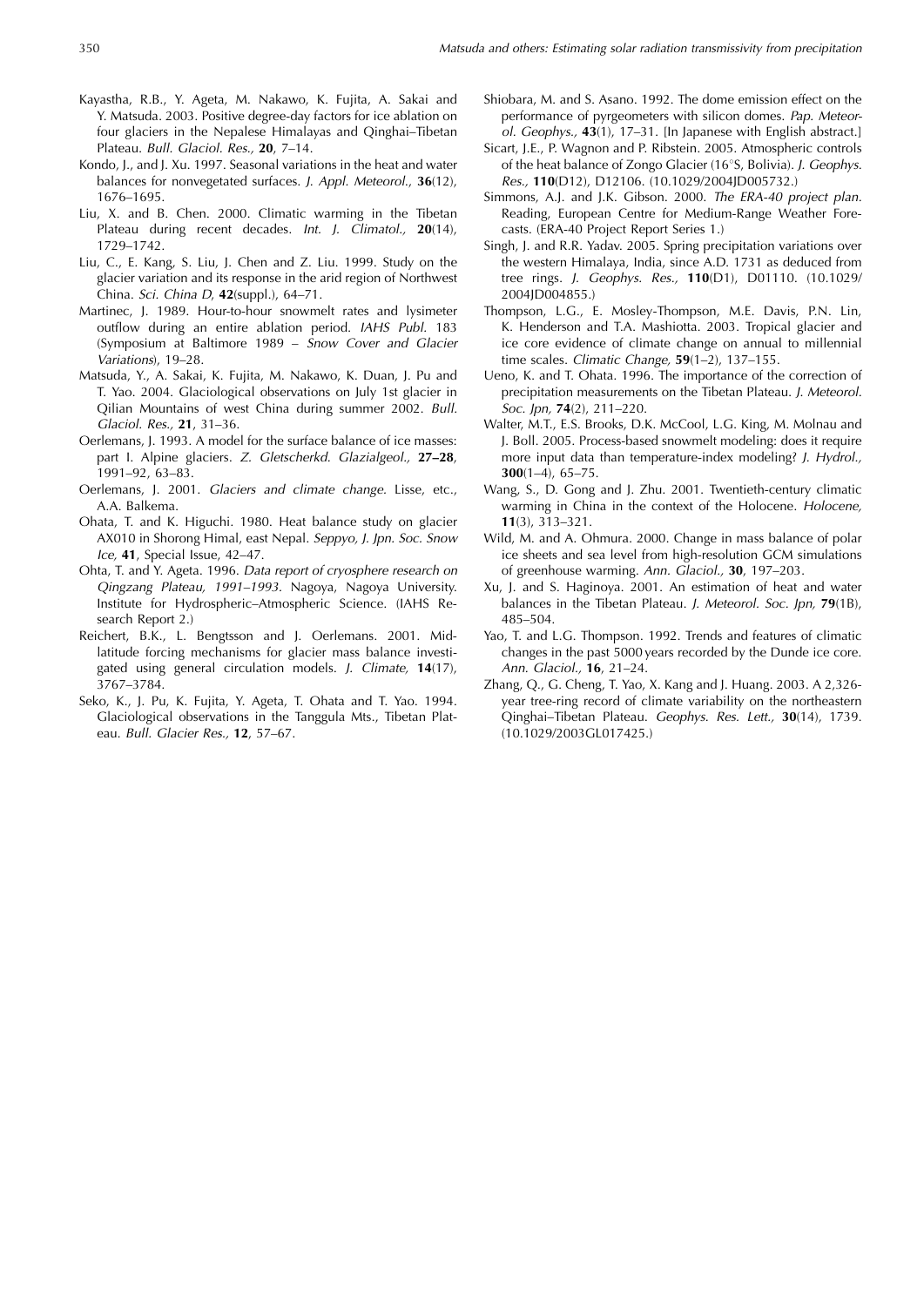Kayastha, R.B., Y. Ageta, M. Nakawo, K. Fujita, A. Sakai and Y. Matsuda. 2003. Positive degree-day factors for ice ablation on four glaciers in the Nepalese Himalayas and Qinghai–Tibetan Plateau. *Bull. Glaciol. Res.,* **20**, 7–14.

Kondo, J., and J. Xu. 1997. Seasonal variations in the heat and water balances for nonvegetated surfaces. *J. Appl. Meteorol.,* **36**(12), 1676–1695.

Liu, X. and B. Chen. 2000. Climatic warming in the Tibetan Plateau during recent decades. *Int. J. Climatol.,* **20**(14), 1729–1742.

Liu, C., E. Kang, S. Liu, J. Chen and Z. Liu. 1999. Study on the glacier variation and its response in the arid region of Northwest China. *Sci. China D,* **42**(suppl.), 64–71.

Martinec, J. 1989. Hour-to-hour snowmelt rates and lysimeter outflow during an entire ablation period. *IAHS Publ.* 183 (Symposium at Baltimore 1989 – *Snow Cover and Glacier Variations*), 19–28.

Matsuda, Y., A. Sakai, K. Fujita, M. Nakawo, K. Duan, J. Pu and T. Yao. 2004. Glaciological observations on July 1st glacier in Qilian Mountains of west China during summer 2002. *Bull. Glaciol. Res.,* **21**, 31–36.

Oerlemans, J. 1993. A model for the surface balance of ice masses: part I. Alpine glaciers. *Z. Gletscherkd. Glazialgeol.,* **27–28**, 1991–92, 63–83.

Oerlemans, J. 2001. *Glaciers and climate change.* Lisse, etc., A.A. Balkema.

Ohata, T. and K. Higuchi. 1980. Heat balance study on glacier AX010 in Shorong Himal, east Nepal. *Seppyo, J. Jpn. Soc. Snow Ice,* **41**, Special Issue, 42–47.

Ohta, T. and Y. Ageta. 1996. *Data report of cryosphere research on Qingzang Plateau, 1991–1993.* Nagoya, Nagoya University. Institute for Hydrospheric–Atmospheric Science. (IAHS Research Report 2.)

Reichert, B.K., L. Bengtsson and J. Oerlemans. 2001. Midlatitude forcing mechanisms for glacier mass balance investigated using general circulation models. *J. Climate,* **14**(17), 3767–3784.

Seko, K., J. Pu, K. Fujita, Y. Ageta, T. Ohata and T. Yao. 1994. Glaciological observations in the Tanggula Mts., Tibetan Plateau. *Bull. Glacier Res.,* **12**, 57–67.

Shiobara, M. and S. Asano. 1992. The dome emission effect on the performance of pyrgeometers with silicon domes. *Pap. Meteorol. Geophys.,* **43**(1), 17–31. [In Japanese with English abstract.]

Sicart, J.E., P. Wagnon and P. Ribstein. 2005. Atmospheric controls of the heat balance of Zongo Glacier (16°S, Bolivia). *J. Geophys. Res.,* **110**(D12), D12106. (10.1029/2004JD005732.)

Simmons, A.J. and J.K. Gibson. 2000. *The ERA-40 project plan.* Reading, European Centre for Medium-Range Weather Forecasts. (ERA-40 Project Report Series 1.)

Singh, J. and R.R. Yadav. 2005. Spring precipitation variations over the western Himalaya, India, since A.D. 1731 as deduced from tree rings. *J. Geophys. Res.,* **110**(D1), D01110. (10.1029/2004JD004855.)

Thompson, L.G., E. Mosley-Thompson, M.E. Davis, P.N. Lin, K. Henderson and T.A. Mashiotta. 2003. Tropical glacier and ice core evidence of climate change on annual to millennial time scales. *Climatic Change,* **59**(1–2), 137–155.

Ueno, K. and T. Ohata. 1996. The importance of the correction of precipitation measurements on the Tibetan Plateau. *J. Meteorol. Soc. Jpn,* **74**(2), 211–220.

Walter, M.T., E.S. Brooks, D.K. McCool, L.G. King, M. Molnau and J. Boll. 2005. Process-based snowmelt modeling: does it require more input data than temperature-index modeling? *J. Hydrol.,* **300**(1–4), 65–75.

Wang, S., D. Gong and J. Zhu. 2001. Twentieth-century climatic warming in China in the context of the Holocene. *Holocene,* **11**(3), 313–321.

Wild, M. and A. Ohmura. 2000. Change in mass balance of polar ice sheets and sea level from high-resolution GCM simulations of greenhouse warming. *Ann. Glaciol.,* **30**, 197–203.

Xu, J. and S. Haginoya. 2001. An estimation of heat and water balances in the Tibetan Plateau. *J. Meteorol. Soc. Jpn,* **79**(1B), 485–504.

Yao, T. and L.G. Thompson. 1992. Trends and features of climatic changes in the past 5000 years recorded by the Dunde ice core. *Ann. Glaciol.,* **16**, 21–24.

Zhang, Q., G. Cheng, T. Yao, X. Kang and J. Huang. 2003. A 2,326-year tree-ring record of climate variability on the northeastern Qinghai–Tibetan Plateau. *Geophys. Res. Lett.,* **30**(14), 1739. (10.1029/2003GL017425.)